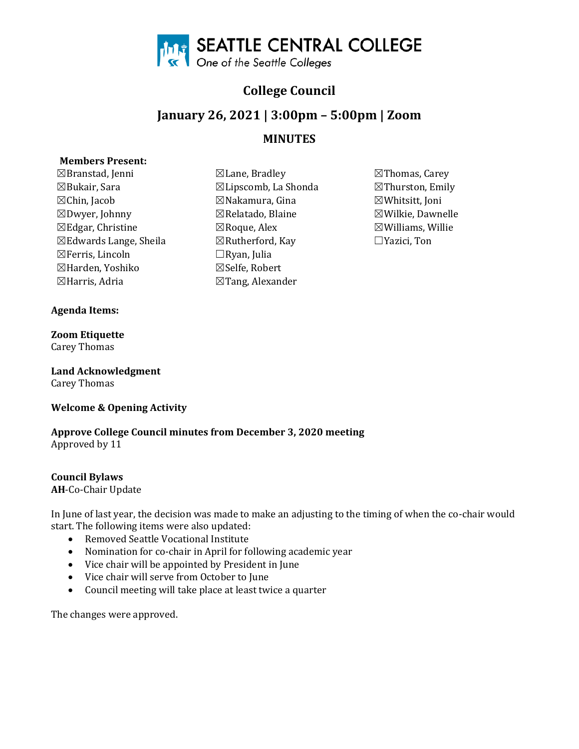SEATTLE CENTRAL COLLEGE
*One of the Seattle Colleges*

# College Council

## January 26, 2021 | 3:00pm – 5:00pm | Zoom

## MINUTES

**Members Present:**

☒Branstad, Jenni
☒Bukair, Sara
☒Chin, Jacob
☒Dwyer, Johnny
☒Edgar, Christine
☒Edwards Lange, Sheila
☒Ferris, Lincoln
☒Harden, Yoshiko
☒Harris, Adria
☒Lane, Bradley
☒Lipscomb, La Shonda
☒Nakamura, Gina
☒Relatado, Blaine
☒Roque, Alex
☒Rutherford, Kay
☐Ryan, Julia
☒Selfe, Robert
☒Tang, Alexander
☒Thomas, Carey
☒Thurston, Emily
☒Whitsitt, Joni
☒Wilkie, Dawnelle
☒Williams, Willie
☐Yazici, Ton

**Agenda Items:**

**Zoom Etiquette**
Carey Thomas

**Land Acknowledgment**
Carey Thomas

**Welcome & Opening Activity**

**Approve College Council minutes from December 3, 2020 meeting**
Approved by 11

**Council Bylaws**
**AH**-Co-Chair Update

In June of last year, the decision was made to make an adjusting to the timing of when the co-chair would start. The following items were also updated:

- Removed Seattle Vocational Institute
- Nomination for co-chair in April for following academic year
- Vice chair will be appointed by President in June
- Vice chair will serve from October to June
- Council meeting will take place at least twice a quarter

The changes were approved.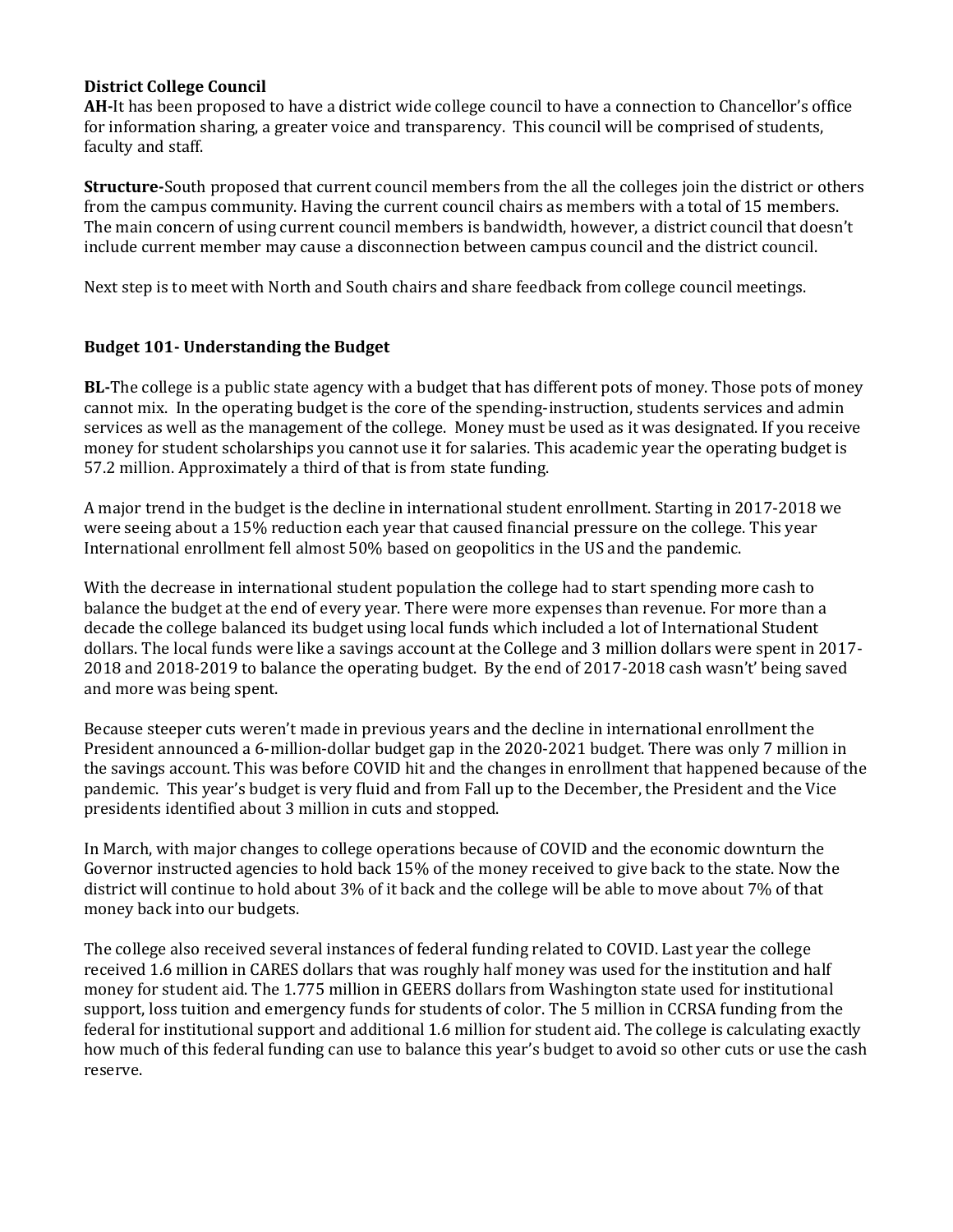**District College Council**

**AH-**It has been proposed to have a district wide college council to have a connection to Chancellor's office for information sharing, a greater voice and transparency. This council will be comprised of students, faculty and staff.

**Structure-**South proposed that current council members from the all the colleges join the district or others from the campus community. Having the current council chairs as members with a total of 15 members. The main concern of using current council members is bandwidth, however, a district council that doesn't include current member may cause a disconnection between campus council and the district council.

Next step is to meet with North and South chairs and share feedback from college council meetings.

**Budget 101- Understanding the Budget**

**BL-**The college is a public state agency with a budget that has different pots of money. Those pots of money cannot mix. In the operating budget is the core of the spending-instruction, students services and admin services as well as the management of the college. Money must be used as it was designated. If you receive money for student scholarships you cannot use it for salaries. This academic year the operating budget is 57.2 million. Approximately a third of that is from state funding.

A major trend in the budget is the decline in international student enrollment. Starting in 2017-2018 we were seeing about a 15% reduction each year that caused financial pressure on the college. This year International enrollment fell almost 50% based on geopolitics in the US and the pandemic.

With the decrease in international student population the college had to start spending more cash to balance the budget at the end of every year. There were more expenses than revenue. For more than a decade the college balanced its budget using local funds which included a lot of International Student dollars. The local funds were like a savings account at the College and 3 million dollars were spent in 2017-2018 and 2018-2019 to balance the operating budget. By the end of 2017-2018 cash wasn't' being saved and more was being spent.

Because steeper cuts weren't made in previous years and the decline in international enrollment the President announced a 6-million-dollar budget gap in the 2020-2021 budget. There was only 7 million in the savings account. This was before COVID hit and the changes in enrollment that happened because of the pandemic. This year's budget is very fluid and from Fall up to the December, the President and the Vice presidents identified about 3 million in cuts and stopped.

In March, with major changes to college operations because of COVID and the economic downturn the Governor instructed agencies to hold back 15% of the money received to give back to the state. Now the district will continue to hold about 3% of it back and the college will be able to move about 7% of that money back into our budgets.

The college also received several instances of federal funding related to COVID. Last year the college received 1.6 million in CARES dollars that was roughly half money was used for the institution and half money for student aid. The 1.775 million in GEERS dollars from Washington state used for institutional support, loss tuition and emergency funds for students of color. The 5 million in CCRSA funding from the federal for institutional support and additional 1.6 million for student aid. The college is calculating exactly how much of this federal funding can use to balance this year's budget to avoid so other cuts or use the cash reserve.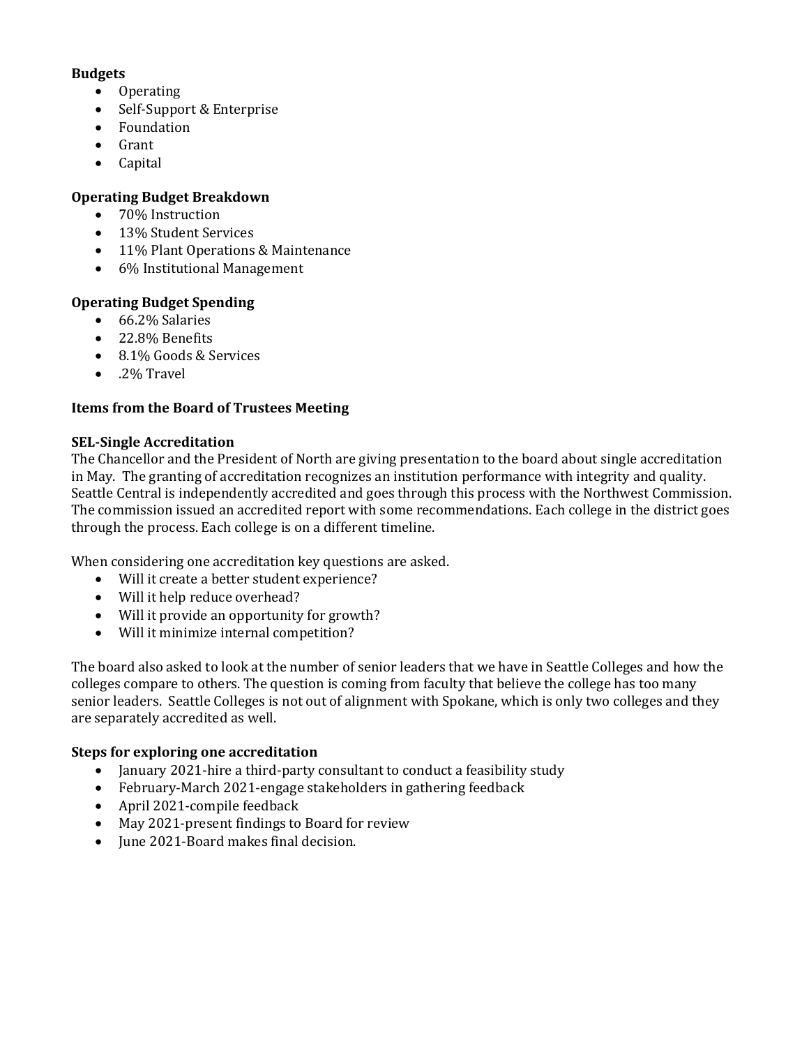**Budgets**

- Operating
- Self-Support & Enterprise
- Foundation
- Grant
- Capital

**Operating Budget Breakdown**

- 70% Instruction
- 13% Student Services
- 11% Plant Operations & Maintenance
- 6% Institutional Management

**Operating Budget Spending**

- 66.2% Salaries
- 22.8% Benefits
- 8.1% Goods & Services
- .2% Travel

**Items from the Board of Trustees Meeting**

**SEL-Single Accreditation**

The Chancellor and the President of North are giving presentation to the board about single accreditation in May. The granting of accreditation recognizes an institution performance with integrity and quality. Seattle Central is independently accredited and goes through this process with the Northwest Commission. The commission issued an accredited report with some recommendations. Each college in the district goes through the process. Each college is on a different timeline.

When considering one accreditation key questions are asked.

- Will it create a better student experience?
- Will it help reduce overhead?
- Will it provide an opportunity for growth?
- Will it minimize internal competition?

The board also asked to look at the number of senior leaders that we have in Seattle Colleges and how the colleges compare to others. The question is coming from faculty that believe the college has too many senior leaders. Seattle Colleges is not out of alignment with Spokane, which is only two colleges and they are separately accredited as well.

**Steps for exploring one accreditation**

- January 2021-hire a third-party consultant to conduct a feasibility study
- February-March 2021-engage stakeholders in gathering feedback
- April 2021-compile feedback
- May 2021-present findings to Board for review
- June 2021-Board makes final decision.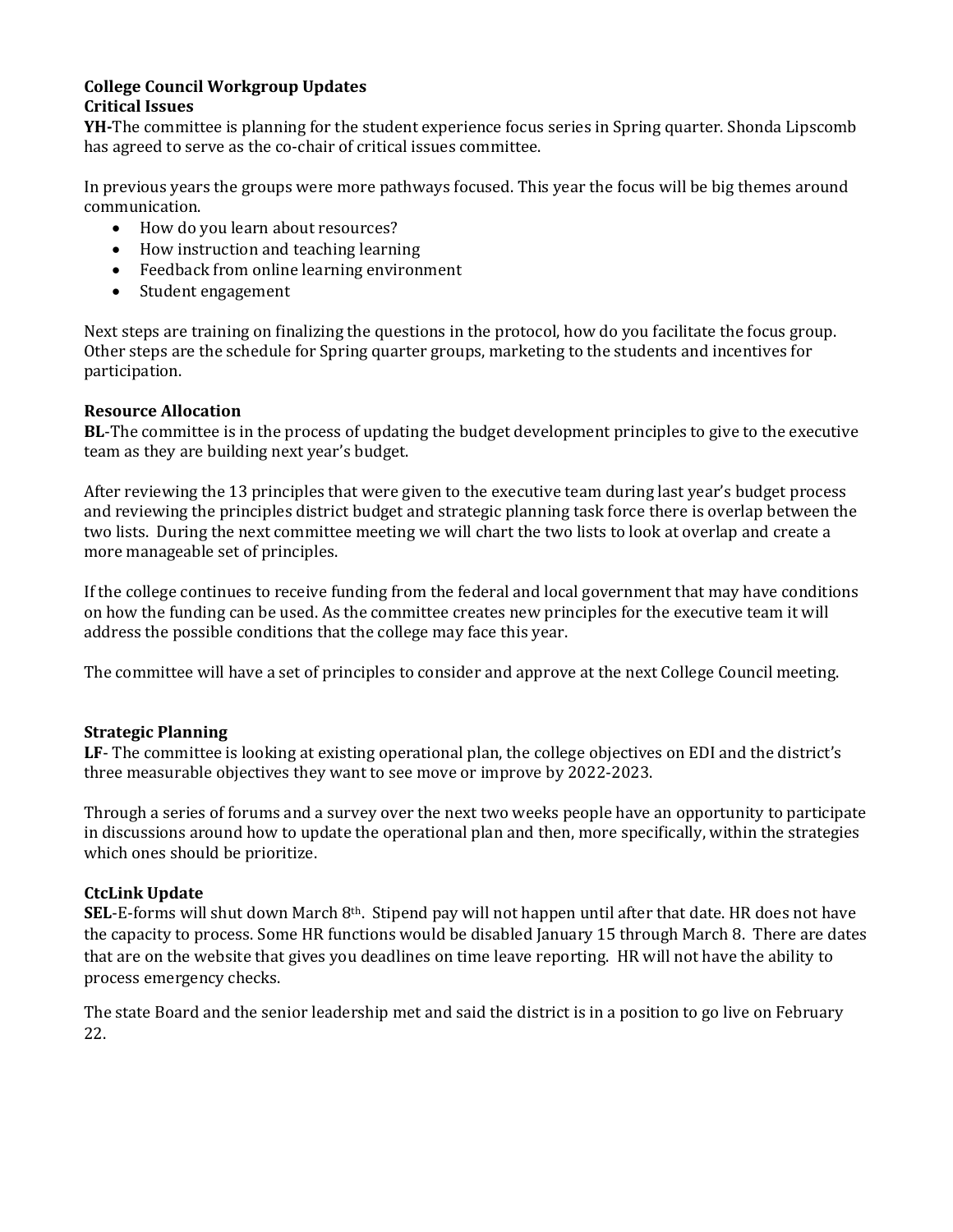**College Council Workgroup Updates**

**Critical Issues**

**YH-**The committee is planning for the student experience focus series in Spring quarter. Shonda Lipscomb has agreed to serve as the co-chair of critical issues committee.

In previous years the groups were more pathways focused. This year the focus will be big themes around communication.

- How do you learn about resources?
- How instruction and teaching learning
- Feedback from online learning environment
- Student engagement

Next steps are training on finalizing the questions in the protocol, how do you facilitate the focus group. Other steps are the schedule for Spring quarter groups, marketing to the students and incentives for participation.

**Resource Allocation**

**BL-**The committee is in the process of updating the budget development principles to give to the executive team as they are building next year's budget.

After reviewing the 13 principles that were given to the executive team during last year's budget process and reviewing the principles district budget and strategic planning task force there is overlap between the two lists. During the next committee meeting we will chart the two lists to look at overlap and create a more manageable set of principles.

If the college continues to receive funding from the federal and local government that may have conditions on how the funding can be used. As the committee creates new principles for the executive team it will address the possible conditions that the college may face this year.

The committee will have a set of principles to consider and approve at the next College Council meeting.

**Strategic Planning**

**LF**- The committee is looking at existing operational plan, the college objectives on EDI and the district's three measurable objectives they want to see move or improve by 2022-2023.

Through a series of forums and a survey over the next two weeks people have an opportunity to participate in discussions around how to update the operational plan and then, more specifically, within the strategies which ones should be prioritize.

**CtcLink Update**

**SEL-**E-forms will shut down March 8th. Stipend pay will not happen until after that date. HR does not have the capacity to process. Some HR functions would be disabled January 15 through March 8. There are dates that are on the website that gives you deadlines on time leave reporting. HR will not have the ability to process emergency checks.

The state Board and the senior leadership met and said the district is in a position to go live on February 22.